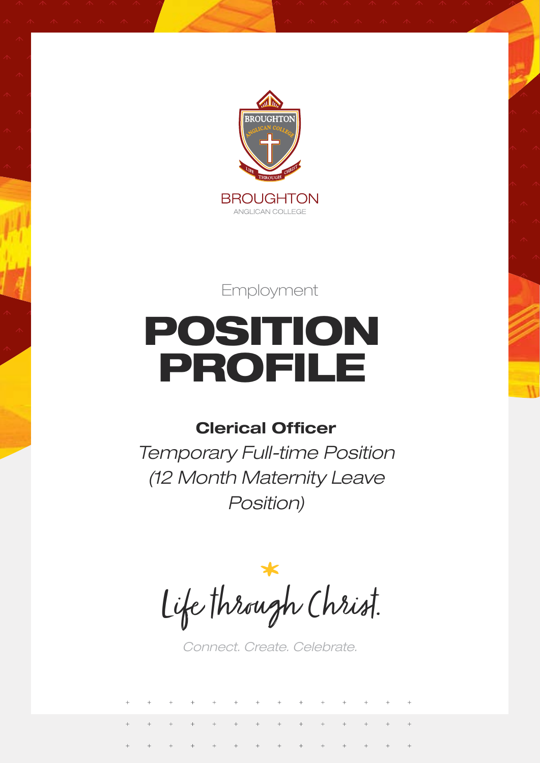BROUGHTON
ANGLICAN COLLEGE

Employment

# POSITION PROFILE

## Clerical Officer

*Temporary Full-time Position (12 Month Maternity Leave Position)*

Life through Christ.

*Connect. Create. Celebrate.*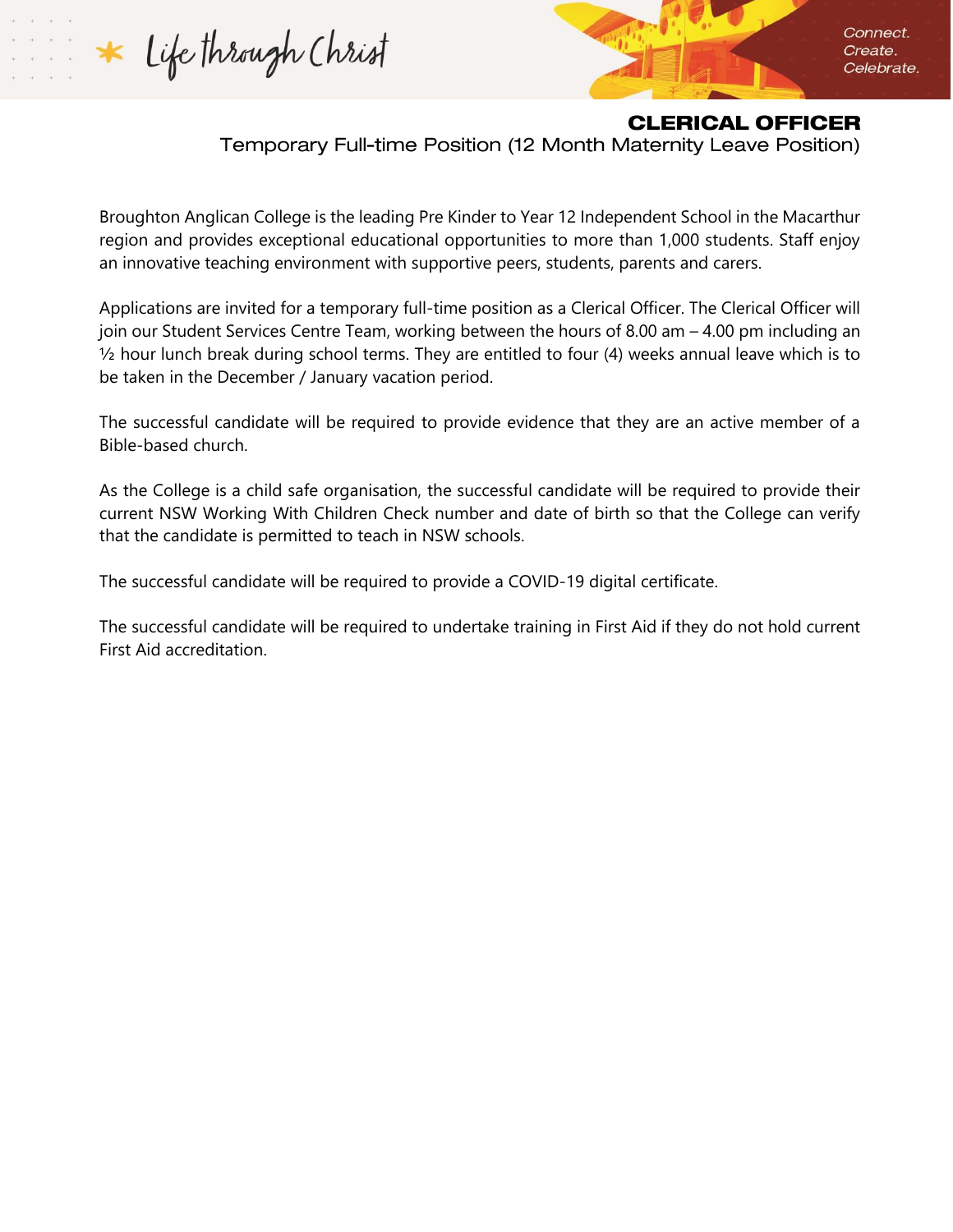# CLERICAL OFFICER

Temporary Full-time Position (12 Month Maternity Leave Position)

Broughton Anglican College is the leading Pre Kinder to Year 12 Independent School in the Macarthur region and provides exceptional educational opportunities to more than 1,000 students. Staff enjoy an innovative teaching environment with supportive peers, students, parents and carers.

Applications are invited for a temporary full-time position as a Clerical Officer. The Clerical Officer will join our Student Services Centre Team, working between the hours of 8.00 am – 4.00 pm including an ½ hour lunch break during school terms. They are entitled to four (4) weeks annual leave which is to be taken in the December / January vacation period.

The successful candidate will be required to provide evidence that they are an active member of a Bible-based church.

As the College is a child safe organisation, the successful candidate will be required to provide their current NSW Working With Children Check number and date of birth so that the College can verify that the candidate is permitted to teach in NSW schools.

The successful candidate will be required to provide a COVID-19 digital certificate.

The successful candidate will be required to undertake training in First Aid if they do not hold current First Aid accreditation.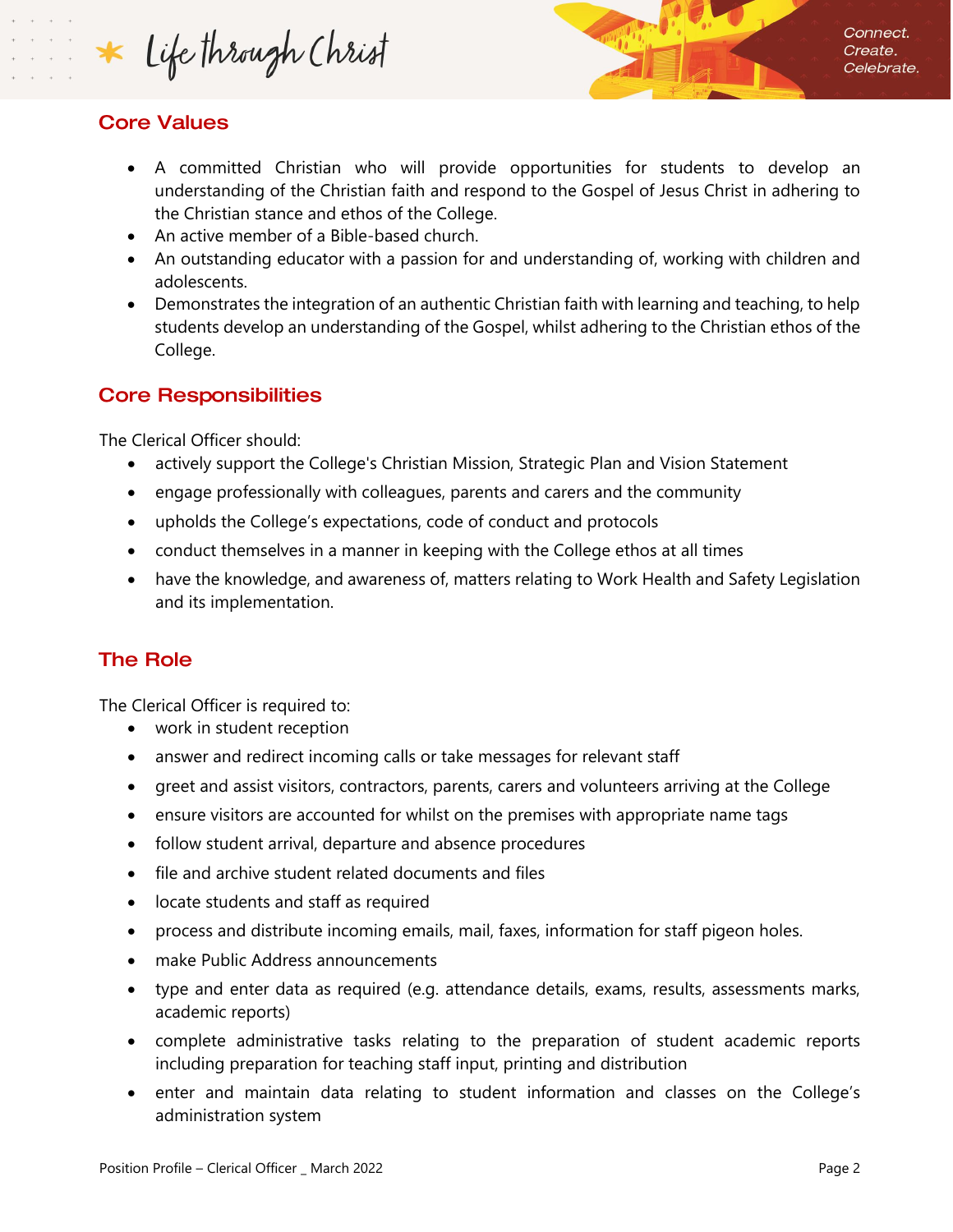## Core Values

- A committed Christian who will provide opportunities for students to develop an understanding of the Christian faith and respond to the Gospel of Jesus Christ in adhering to the Christian stance and ethos of the College.
- An active member of a Bible-based church.
- An outstanding educator with a passion for and understanding of, working with children and adolescents.
- Demonstrates the integration of an authentic Christian faith with learning and teaching, to help students develop an understanding of the Gospel, whilst adhering to the Christian ethos of the College.

## Core Responsibilities

The Clerical Officer should:

- actively support the College's Christian Mission, Strategic Plan and Vision Statement
- engage professionally with colleagues, parents and carers and the community
- upholds the College's expectations, code of conduct and protocols
- conduct themselves in a manner in keeping with the College ethos at all times
- have the knowledge, and awareness of, matters relating to Work Health and Safety Legislation and its implementation.

## The Role

The Clerical Officer is required to:

- work in student reception
- answer and redirect incoming calls or take messages for relevant staff
- greet and assist visitors, contractors, parents, carers and volunteers arriving at the College
- ensure visitors are accounted for whilst on the premises with appropriate name tags
- follow student arrival, departure and absence procedures
- file and archive student related documents and files
- locate students and staff as required
- process and distribute incoming emails, mail, faxes, information for staff pigeon holes.
- make Public Address announcements
- type and enter data as required (e.g. attendance details, exams, results, assessments marks, academic reports)
- complete administrative tasks relating to the preparation of student academic reports including preparation for teaching staff input, printing and distribution
- enter and maintain data relating to student information and classes on the College's administration system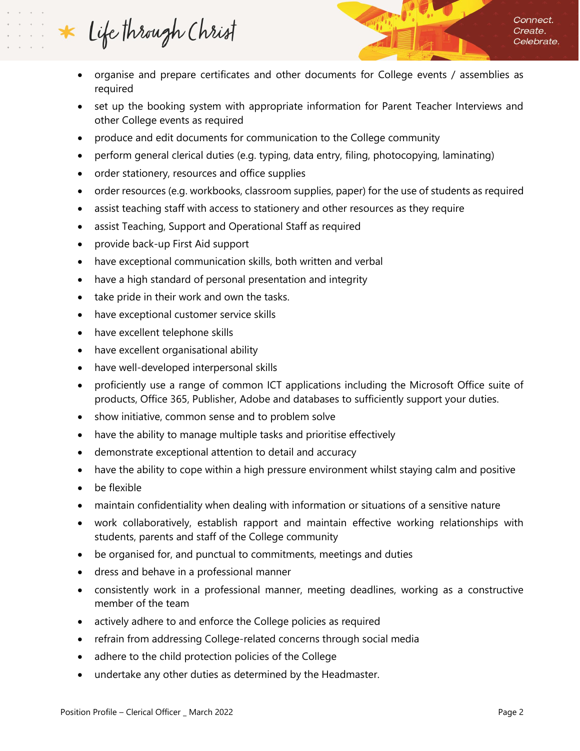- organise and prepare certificates and other documents for College events / assemblies as required
- set up the booking system with appropriate information for Parent Teacher Interviews and other College events as required
- produce and edit documents for communication to the College community
- perform general clerical duties (e.g. typing, data entry, filing, photocopying, laminating)
- order stationery, resources and office supplies
- order resources (e.g. workbooks, classroom supplies, paper) for the use of students as required
- assist teaching staff with access to stationery and other resources as they require
- assist Teaching, Support and Operational Staff as required
- provide back-up First Aid support
- have exceptional communication skills, both written and verbal
- have a high standard of personal presentation and integrity
- take pride in their work and own the tasks.
- have exceptional customer service skills
- have excellent telephone skills
- have excellent organisational ability
- have well-developed interpersonal skills
- proficiently use a range of common ICT applications including the Microsoft Office suite of products, Office 365, Publisher, Adobe and databases to sufficiently support your duties.
- show initiative, common sense and to problem solve
- have the ability to manage multiple tasks and prioritise effectively
- demonstrate exceptional attention to detail and accuracy
- have the ability to cope within a high pressure environment whilst staying calm and positive
- be flexible
- maintain confidentiality when dealing with information or situations of a sensitive nature
- work collaboratively, establish rapport and maintain effective working relationships with students, parents and staff of the College community
- be organised for, and punctual to commitments, meetings and duties
- dress and behave in a professional manner
- consistently work in a professional manner, meeting deadlines, working as a constructive member of the team
- actively adhere to and enforce the College policies as required
- refrain from addressing College-related concerns through social media
- adhere to the child protection policies of the College
- undertake any other duties as determined by the Headmaster.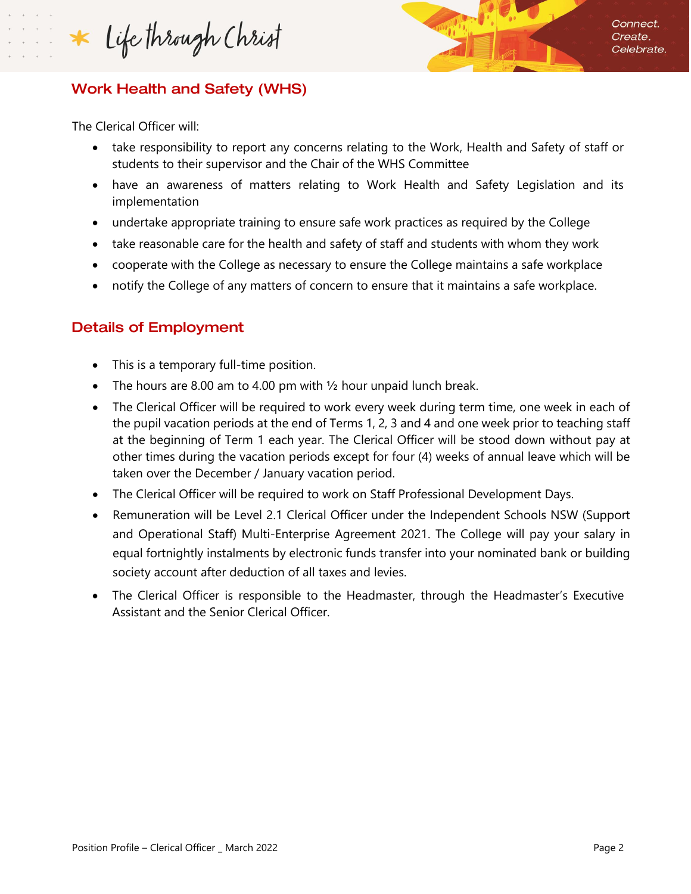## Work Health and Safety (WHS)

The Clerical Officer will:

- take responsibility to report any concerns relating to the Work, Health and Safety of staff or students to their supervisor and the Chair of the WHS Committee
- have an awareness of matters relating to Work Health and Safety Legislation and its implementation
- undertake appropriate training to ensure safe work practices as required by the College
- take reasonable care for the health and safety of staff and students with whom they work
- cooperate with the College as necessary to ensure the College maintains a safe workplace
- notify the College of any matters of concern to ensure that it maintains a safe workplace.

## Details of Employment

- This is a temporary full-time position.
- The hours are 8.00 am to 4.00 pm with ½ hour unpaid lunch break.
- The Clerical Officer will be required to work every week during term time, one week in each of the pupil vacation periods at the end of Terms 1, 2, 3 and 4 and one week prior to teaching staff at the beginning of Term 1 each year. The Clerical Officer will be stood down without pay at other times during the vacation periods except for four (4) weeks of annual leave which will be taken over the December / January vacation period.
- The Clerical Officer will be required to work on Staff Professional Development Days.
- Remuneration will be Level 2.1 Clerical Officer under the Independent Schools NSW (Support and Operational Staff) Multi-Enterprise Agreement 2021. The College will pay your salary in equal fortnightly instalments by electronic funds transfer into your nominated bank or building society account after deduction of all taxes and levies.
- The Clerical Officer is responsible to the Headmaster, through the Headmaster's Executive Assistant and the Senior Clerical Officer.